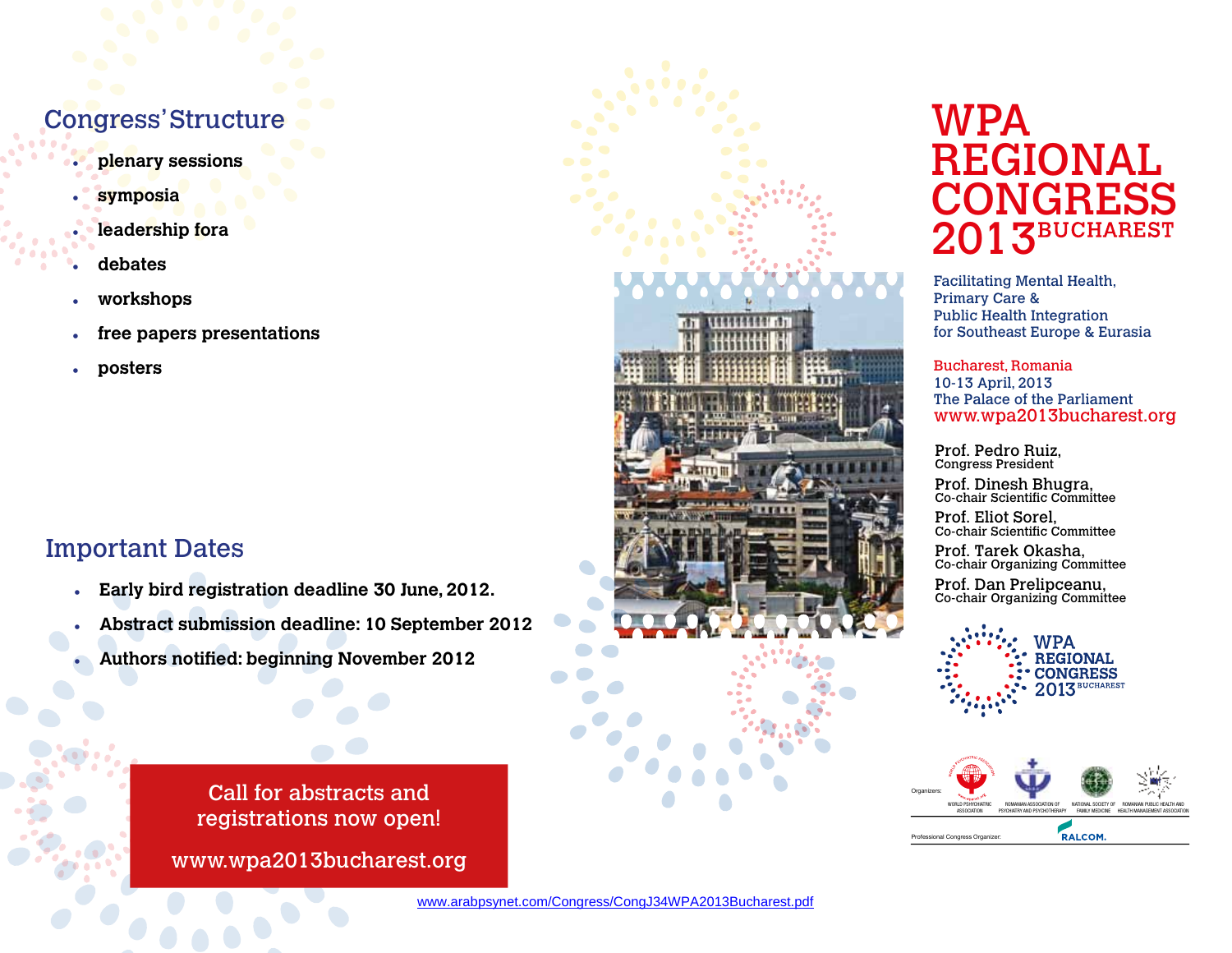## Congress' Structure

- **plenary sessions**
- **symposia**
- **leadership fora**
- **debates**
- **workshops**
- **free papers presentations**
- **posters**

## Important Dates

- **Early bird registration deadline 30 June, 2012.**
- **Abstract submission deadline: 10 September 2012**
- **Authors notified: beginning November 2012**

Call for abstracts and registrations now open!

www.wpa2013bucharest.org

# WPA REGIONAL CONGRESS 2013 BUCHAREST

Facilitating Mental Health, Primary Care & Public Health Integration for Southeast Europe & Eurasia

Bucharest, Romania
10-13 April, 2013
The Palace of the Parliament
www.wpa2013bucharest.org

Prof. Pedro Ruiz,
Congress President

Prof. Dinesh Bhugra,
Co-chair Scientific Committee

Prof. Eliot Sorel,
Co-chair Scientific Committee

Prof. Tarek Okasha,
Co-chair Organizing Committee

Prof. Dan Prelipceanu,
Co-chair Organizing Committee

WPA REGIONAL CONGRESS 2013 BUCHAREST

Organizers: WORLD PSYCHIATRIC ASSOCIATION; ROMANIAN ASSOCIATION OF PSYCHIATRY AND PSYCHOTHERAPY; NATIONAL SOCIETY OF FAMILY MEDICINE; ROMANIAN PUBLIC HEALTH AND HEALTH MANAGEMENT ASSOCIATION

Professional Congress Organizer: RALCOM.

www.arabpsynet.com/Congress/CongJ34WPA2013Bucharest.pdf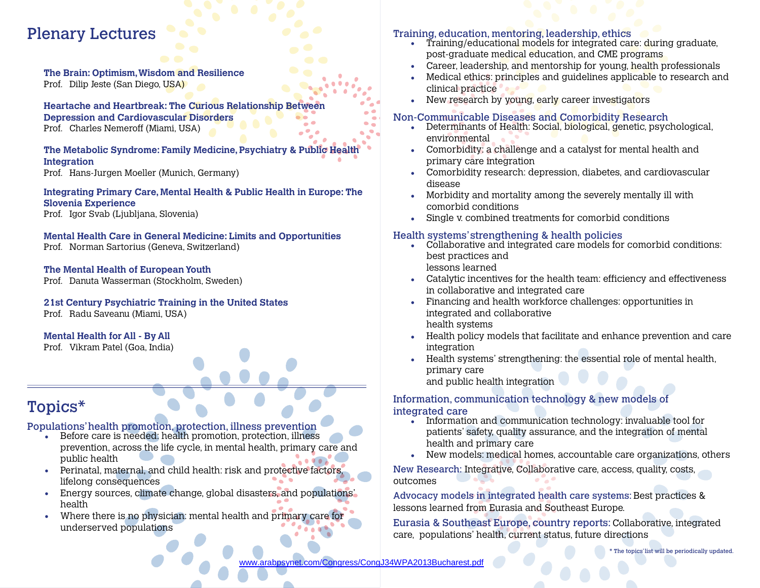## Plenary Lectures

**The Brain: Optimism, Wisdom and Resilience**
Prof. Dilip Jeste (San Diego, USA)

**Heartache and Heartbreak: The Curious Relationship Between Depression and Cardiovascular Disorders**
Prof. Charles Nemeroff (Miami, USA)

**The Metabolic Syndrome: Family Medicine, Psychiatry & Public Health Integration**
Prof. Hans-Jurgen Moeller (Munich, Germany)

**Integrating Primary Care, Mental Health & Public Health in Europe: The Slovenia Experience**
Prof. Igor Svab (Ljubljana, Slovenia)

**Mental Health Care in General Medicine: Limits and Opportunities**
Prof. Norman Sartorius (Geneva, Switzerland)

**The Mental Health of European Youth**
Prof. Danuta Wasserman (Stockholm, Sweden)

**21st Century Psychiatric Training in the United States**
Prof. Radu Saveanu (Miami, USA)

**Mental Health for All - By All**
Prof. Vikram Patel (Goa, India)

## Topics*

### Populations' health promotion, protection, illness prevention

- Before care is needed: health promotion, protection, illness prevention, across the life cycle, in mental health, primary care and public health
- Perinatal, maternal, and child health: risk and protective factors, lifelong consequences
- Energy sources, climate change, global disasters, and populations' health
- Where there is no physician: mental health and primary care for underserved populations

### Training, education, mentoring, leadership, ethics

- Training/educational models for integrated care: during graduate, post-graduate medical education, and CME programs
- Career, leadership, and mentorship for young, health professionals
- Medical ethics: principles and guidelines applicable to research and clinical practice
- New research by young, early career investigators

### Non-Communicable Diseases and Comorbidity Research

- Determinants of Health: Social, biological, genetic, psychological, environmental
- Comorbidity: a challenge and a catalyst for mental health and primary care integration
- Comorbidity research: depression, diabetes, and cardiovascular disease
- Morbidity and mortality among the severely mentally ill with comorbid conditions
- Single v. combined treatments for comorbid conditions

### Health systems' strengthening & health policies

- Collaborative and integrated care models for comorbid conditions: best practices and lessons learned
- Catalytic incentives for the health team: efficiency and effectiveness in collaborative and integrated care
- Financing and health workforce challenges: opportunities in integrated and collaborative health systems
- Health policy models that facilitate and enhance prevention and care integration
- Health systems' strengthening: the essential role of mental health, primary care and public health integration

### Information, communication technology & new models of integrated care

- Information and communication technology: invaluable tool for patients' safety, quality assurance, and the integration of mental health and primary care
- New models: medical homes, accountable care organizations, others

**New Research:** Integrative, Collaborative care, access, quality, costs, outcomes

**Advocacy models in integrated health care systems:** Best practices & lessons learned from Eurasia and Southeast Europe.

**Eurasia & Southeast Europe, country reports:** Collaborative, integrated care, populations' health, current status, future directions

* The topics' list will be periodically updated.

www.arabpsynet.com/Congress/CongJ34WPA2013Bucharest.pdf